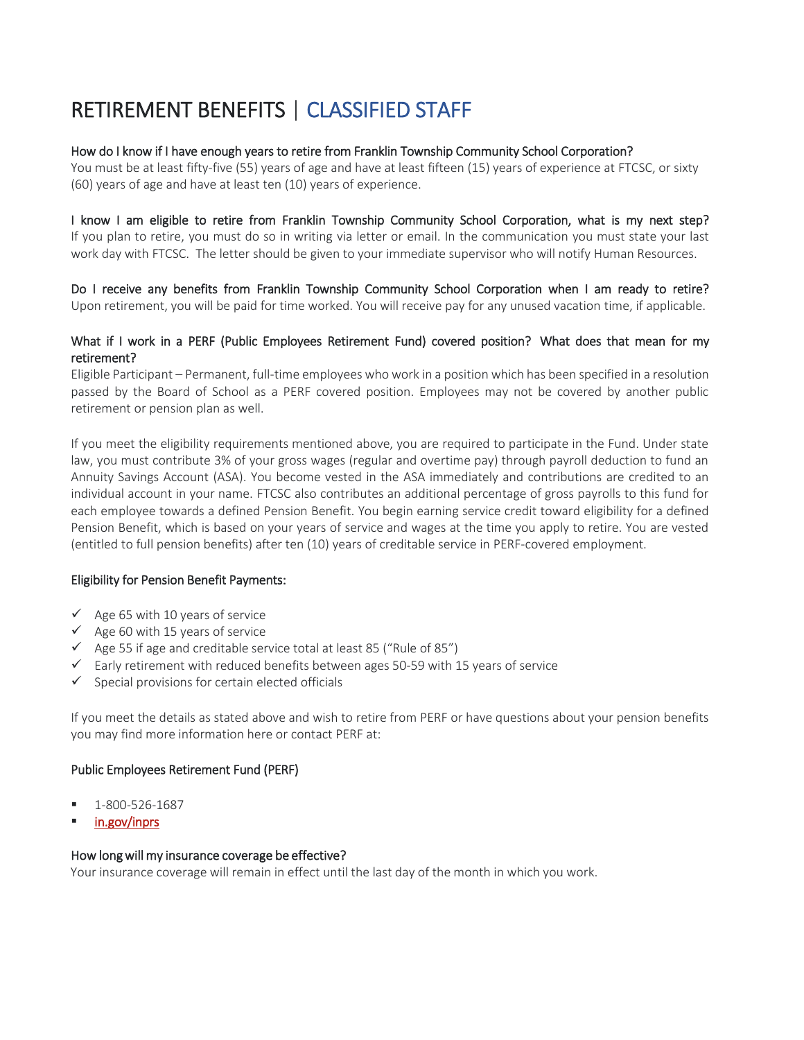# RETIREMENT BENEFITS | CLASSIFIED STAFF

**How do I know if I have enough years to retire from Franklin Township Community School Corporation?**
You must be at least fifty-five (55) years of age and have at least fifteen (15) years of experience at FTCSC, or sixty (60) years of age and have at least ten (10) years of experience.

**I know I am eligible to retire from Franklin Township Community School Corporation, what is my next step?**
If you plan to retire, you must do so in writing via letter or email. In the communication you must state your last work day with FTCSC. The letter should be given to your immediate supervisor who will notify Human Resources.

**Do I receive any benefits from Franklin Township Community School Corporation when I am ready to retire?**
Upon retirement, you will be paid for time worked. You will receive pay for any unused vacation time, if applicable.

**What if I work in a PERF (Public Employees Retirement Fund) covered position? What does that mean for my retirement?**
Eligible Participant – Permanent, full-time employees who work in a position which has been specified in a resolution passed by the Board of School as a PERF covered position. Employees may not be covered by another public retirement or pension plan as well.

If you meet the eligibility requirements mentioned above, you are required to participate in the Fund. Under state law, you must contribute 3% of your gross wages (regular and overtime pay) through payroll deduction to fund an Annuity Savings Account (ASA). You become vested in the ASA immediately and contributions are credited to an individual account in your name. FTCSC also contributes an additional percentage of gross payrolls to this fund for each employee towards a defined Pension Benefit. You begin earning service credit toward eligibility for a defined Pension Benefit, which is based on your years of service and wages at the time you apply to retire. You are vested (entitled to full pension benefits) after ten (10) years of creditable service in PERF-covered employment.

**Eligibility for Pension Benefit Payments:**

- ✓ Age 65 with 10 years of service
- ✓ Age 60 with 15 years of service
- ✓ Age 55 if age and creditable service total at least 85 ("Rule of 85")
- ✓ Early retirement with reduced benefits between ages 50-59 with 15 years of service
- ✓ Special provisions for certain elected officials

If you meet the details as stated above and wish to retire from PERF or have questions about your pension benefits you may find more information here or contact PERF at:

**Public Employees Retirement Fund (PERF)**

- 1-800-526-1687
- in.gov/inprs

**How long will my insurance coverage be effective?**
Your insurance coverage will remain in effect until the last day of the month in which you work.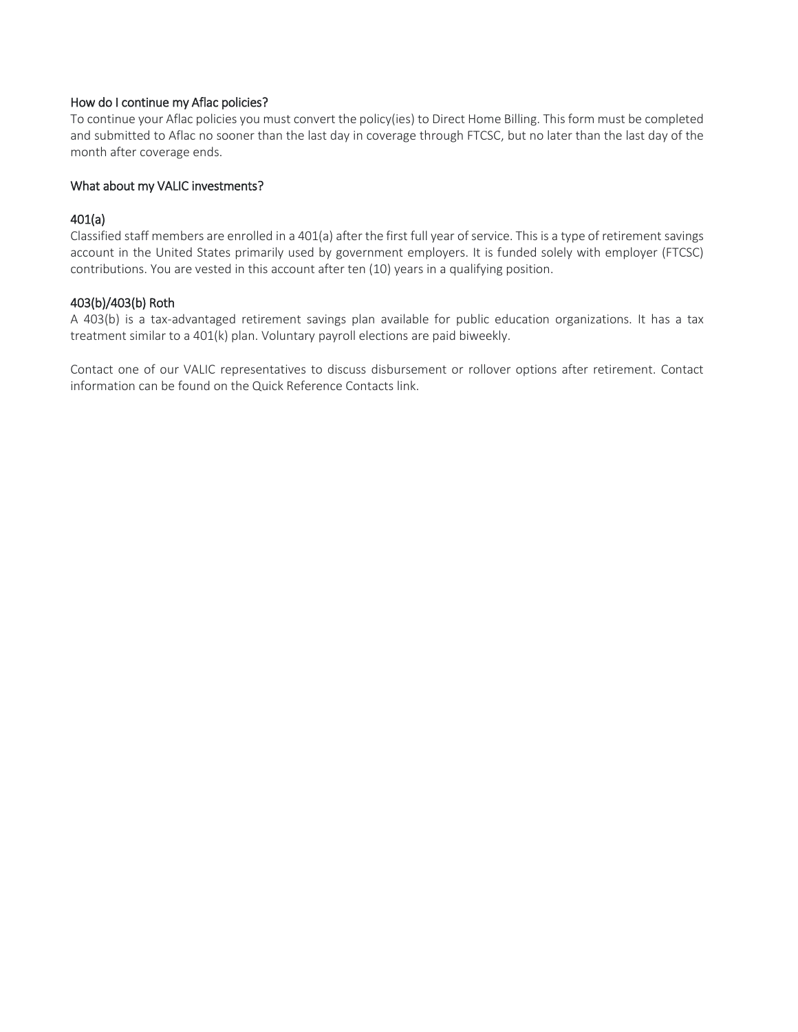### How do I continue my Aflac policies?

To continue your Aflac policies you must convert the policy(ies) to Direct Home Billing. This form must be completed and submitted to Aflac no sooner than the last day in coverage through FTCSC, but no later than the last day of the month after coverage ends.

### What about my VALIC investments?

#### 401(a)

Classified staff members are enrolled in a 401(a) after the first full year of service. This is a type of retirement savings account in the United States primarily used by government employers. It is funded solely with employer (FTCSC) contributions. You are vested in this account after ten (10) years in a qualifying position.

#### 403(b)/403(b) Roth

A 403(b) is a tax-advantaged retirement savings plan available for public education organizations. It has a tax treatment similar to a 401(k) plan. Voluntary payroll elections are paid biweekly.

Contact one of our VALIC representatives to discuss disbursement or rollover options after retirement. Contact information can be found on the Quick Reference Contacts link.